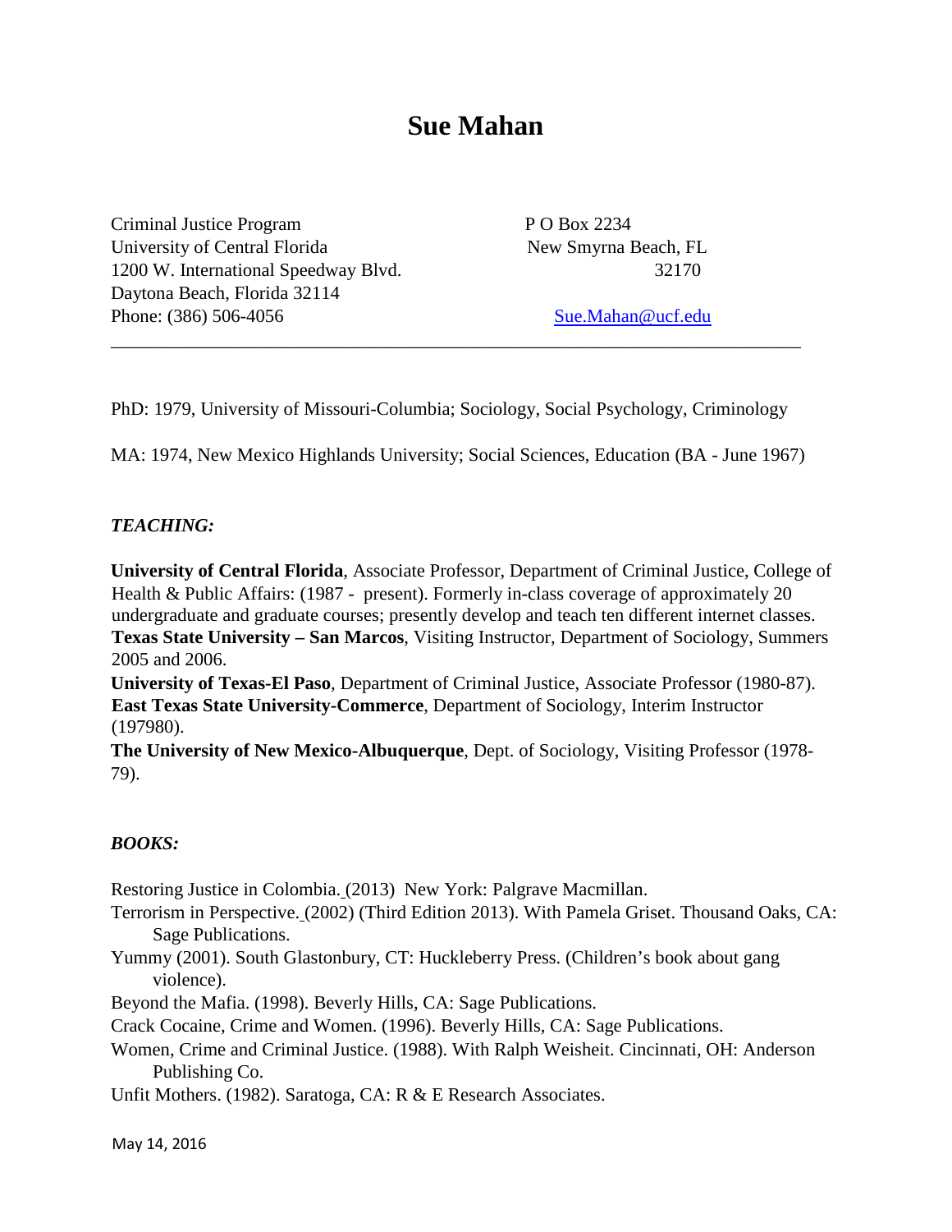# Sue Mahan

Criminal Justice Program
University of Central Florida
1200 W. International Speedway Blvd.
Daytona Beach, Florida 32114
Phone: (386) 506-4056

P O Box 2234
New Smyrna Beach, FL
32170

Sue.Mahan@ucf.edu

---

PhD: 1979, University of Missouri-Columbia; Sociology, Social Psychology, Criminology

MA: 1974, New Mexico Highlands University; Social Sciences, Education (BA - June 1967)

## *TEACHING:*

**University of Central Florida**, Associate Professor, Department of Criminal Justice, College of Health & Public Affairs: (1987 - present). Formerly in-class coverage of approximately 20 undergraduate and graduate courses; presently develop and teach ten different internet classes.
**Texas State University – San Marcos**, Visiting Instructor, Department of Sociology, Summers 2005 and 2006.
**University of Texas-El Paso**, Department of Criminal Justice, Associate Professor (1980-87).
**East Texas State University-Commerce**, Department of Sociology, Interim Instructor (197980).
**The University of New Mexico-Albuquerque**, Dept. of Sociology, Visiting Professor (1978-79).

## *BOOKS:*

Restoring Justice in Colombia. (2013) New York: Palgrave Macmillan.
Terrorism in Perspective. (2002) (Third Edition 2013). With Pamela Griset. Thousand Oaks, CA: Sage Publications.
Yummy (2001). South Glastonbury, CT: Huckleberry Press. (Children's book about gang violence).
Beyond the Mafia. (1998). Beverly Hills, CA: Sage Publications.
Crack Cocaine, Crime and Women. (1996). Beverly Hills, CA: Sage Publications.
Women, Crime and Criminal Justice. (1988). With Ralph Weisheit. Cincinnati, OH: Anderson Publishing Co.
Unfit Mothers. (1982). Saratoga, CA: R & E Research Associates.

May 14, 2016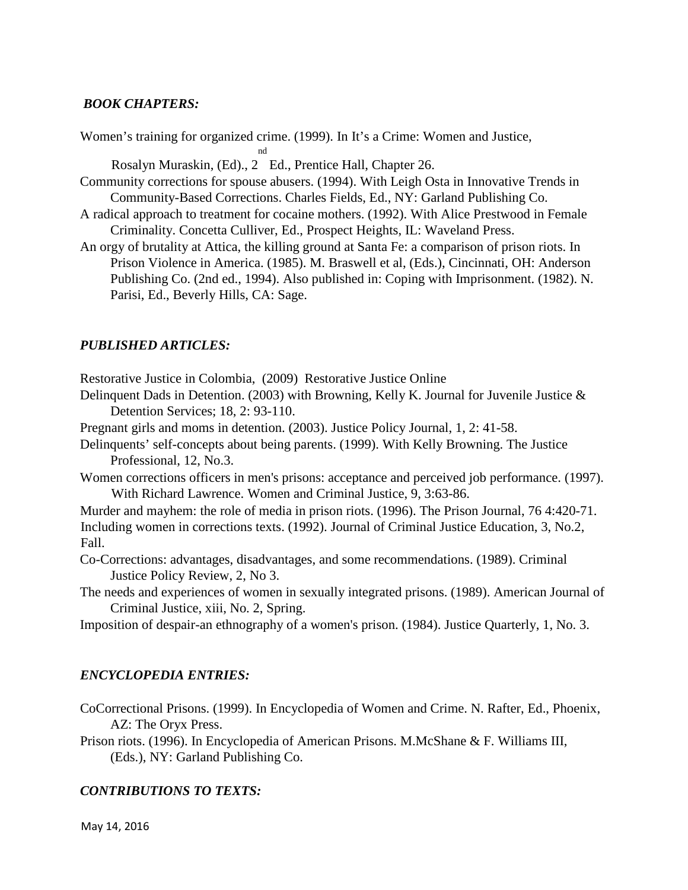### *BOOK CHAPTERS:*

Women's training for organized crime. (1999). In It's a Crime: Women and Justice, Rosalyn Muraskin, (Ed)., 2nd Ed., Prentice Hall, Chapter 26.

Community corrections for spouse abusers. (1994). With Leigh Osta in Innovative Trends in Community-Based Corrections. Charles Fields, Ed., NY: Garland Publishing Co.

A radical approach to treatment for cocaine mothers. (1992). With Alice Prestwood in Female Criminality. Concetta Culliver, Ed., Prospect Heights, IL: Waveland Press.

An orgy of brutality at Attica, the killing ground at Santa Fe: a comparison of prison riots. In Prison Violence in America. (1985). M. Braswell et al, (Eds.), Cincinnati, OH: Anderson Publishing Co. (2nd ed., 1994). Also published in: Coping with Imprisonment. (1982). N. Parisi, Ed., Beverly Hills, CA: Sage.

### *PUBLISHED ARTICLES:*

Restorative Justice in Colombia, (2009) Restorative Justice Online

Delinquent Dads in Detention. (2003) with Browning, Kelly K. Journal for Juvenile Justice & Detention Services; 18, 2: 93-110.

Pregnant girls and moms in detention. (2003). Justice Policy Journal, 1, 2: 41-58.

Delinquents' self-concepts about being parents. (1999). With Kelly Browning. The Justice Professional, 12, No.3.

Women corrections officers in men's prisons: acceptance and perceived job performance. (1997). With Richard Lawrence. Women and Criminal Justice, 9, 3:63-86.

Murder and mayhem: the role of media in prison riots. (1996). The Prison Journal, 76 4:420-71.

Including women in corrections texts. (1992). Journal of Criminal Justice Education, 3, No.2, Fall.

Co-Corrections: advantages, disadvantages, and some recommendations. (1989). Criminal Justice Policy Review, 2, No 3.

The needs and experiences of women in sexually integrated prisons. (1989). American Journal of Criminal Justice, xiii, No. 2, Spring.

Imposition of despair-an ethnography of a women's prison. (1984). Justice Quarterly, 1, No. 3.

### *ENCYCLOPEDIA ENTRIES:*

CoCorrectional Prisons. (1999). In Encyclopedia of Women and Crime. N. Rafter, Ed., Phoenix, AZ: The Oryx Press.

Prison riots. (1996). In Encyclopedia of American Prisons. M.McShane & F. Williams III, (Eds.), NY: Garland Publishing Co.

### *CONTRIBUTIONS TO TEXTS:*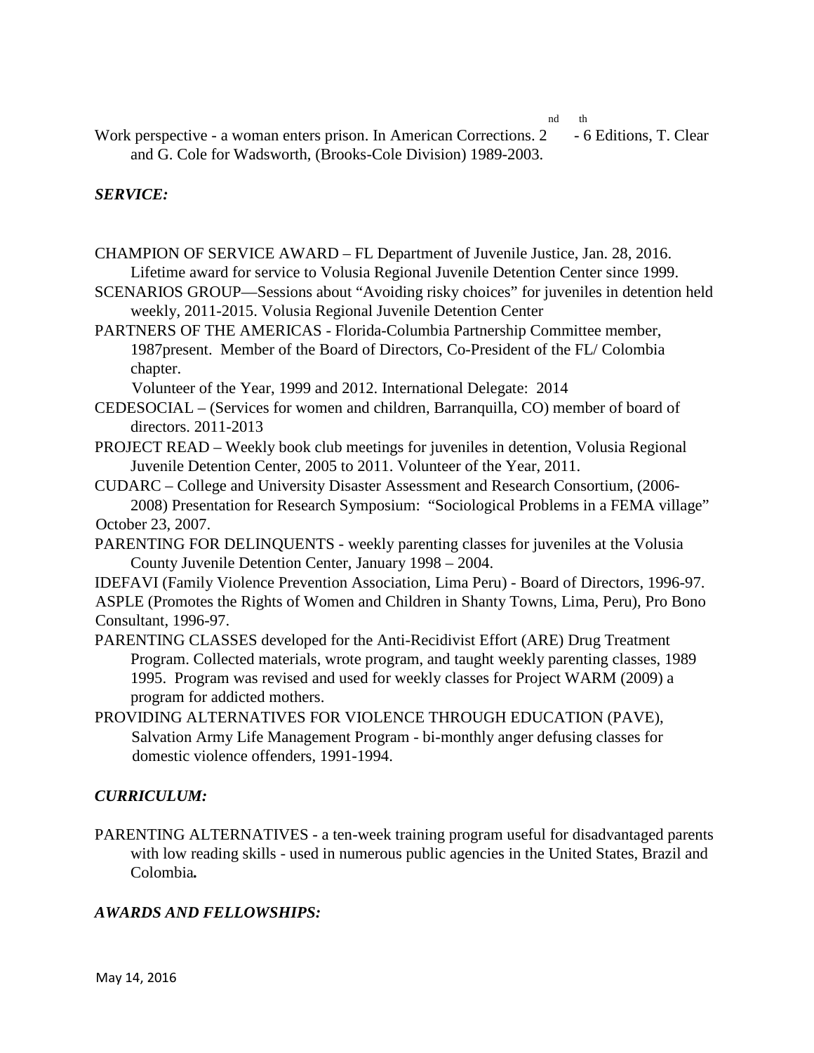Work perspective - a woman enters prison. In American Corrections. 2nd - 6th Editions, T. Clear and G. Cole for Wadsworth, (Brooks-Cole Division) 1989-2003.

### *SERVICE:*

CHAMPION OF SERVICE AWARD – FL Department of Juvenile Justice, Jan. 28, 2016. Lifetime award for service to Volusia Regional Juvenile Detention Center since 1999.

SCENARIOS GROUP—Sessions about "Avoiding risky choices" for juveniles in detention held weekly, 2011-2015. Volusia Regional Juvenile Detention Center

PARTNERS OF THE AMERICAS - Florida-Columbia Partnership Committee member, 1987present. Member of the Board of Directors, Co-President of the FL/ Colombia chapter.
Volunteer of the Year, 1999 and 2012. International Delegate: 2014

CEDESOCIAL – (Services for women and children, Barranquilla, CO) member of board of directors. 2011-2013

PROJECT READ – Weekly book club meetings for juveniles in detention, Volusia Regional Juvenile Detention Center, 2005 to 2011. Volunteer of the Year, 2011.

CUDARC – College and University Disaster Assessment and Research Consortium, (2006-2008) Presentation for Research Symposium: "Sociological Problems in a FEMA village" October 23, 2007.

PARENTING FOR DELINQUENTS - weekly parenting classes for juveniles at the Volusia County Juvenile Detention Center, January 1998 – 2004.

IDEFAVI (Family Violence Prevention Association, Lima Peru) - Board of Directors, 1996-97.

ASPLE (Promotes the Rights of Women and Children in Shanty Towns, Lima, Peru), Pro Bono Consultant, 1996-97.

PARENTING CLASSES developed for the Anti-Recidivist Effort (ARE) Drug Treatment Program. Collected materials, wrote program, and taught weekly parenting classes, 1989 1995. Program was revised and used for weekly classes for Project WARM (2009) a program for addicted mothers.

PROVIDING ALTERNATIVES FOR VIOLENCE THROUGH EDUCATION (PAVE), Salvation Army Life Management Program - bi-monthly anger defusing classes for domestic violence offenders, 1991-1994.

### *CURRICULUM:*

PARENTING ALTERNATIVES - a ten-week training program useful for disadvantaged parents with low reading skills - used in numerous public agencies in the United States, Brazil and Colombia**.**

### *AWARDS AND FELLOWSHIPS:*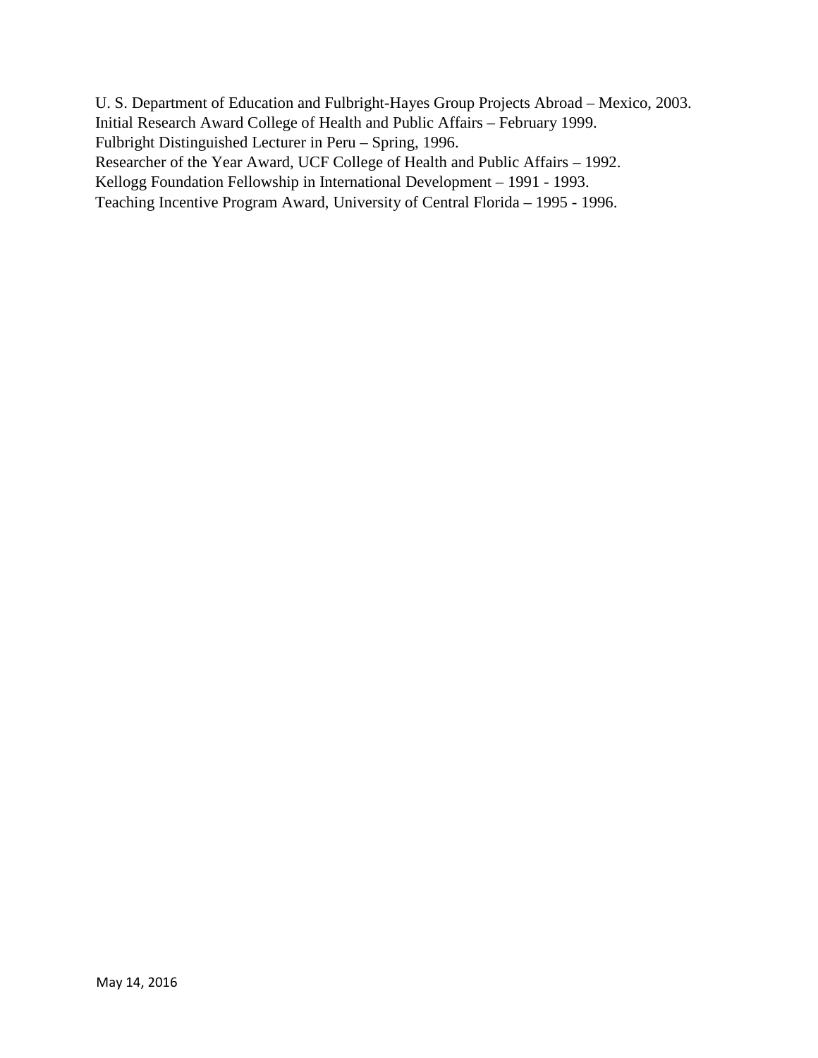U. S. Department of Education and Fulbright-Hayes Group Projects Abroad – Mexico, 2003.
Initial Research Award College of Health and Public Affairs – February 1999.
Fulbright Distinguished Lecturer in Peru – Spring, 1996.
Researcher of the Year Award, UCF College of Health and Public Affairs – 1992.
Kellogg Foundation Fellowship in International Development – 1991 - 1993.
Teaching Incentive Program Award, University of Central Florida – 1995 - 1996.